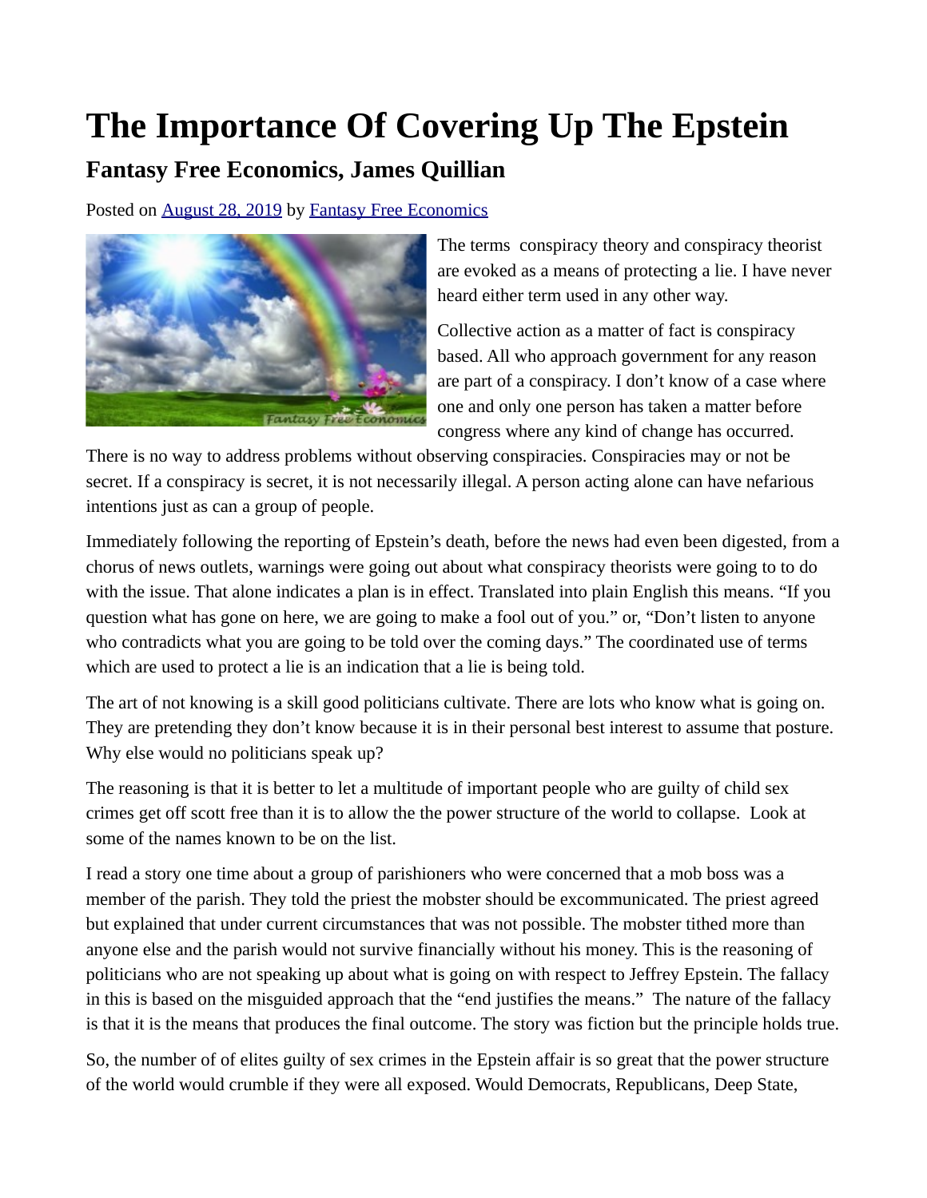# The Importance Of Covering Up The Epstein

## Fantasy Free Economics, James Quillian

Posted on August 28, 2019 by Fantasy Free Economics

The terms conspiracy theory and conspiracy theorist are evoked as a means of protecting a lie. I have never heard either term used in any other way.

Collective action as a matter of fact is conspiracy based. All who approach government for any reason are part of a conspiracy. I don't know of a case where one and only one person has taken a matter before congress where any kind of change has occurred. There is no way to address problems without observing conspiracies. Conspiracies may or not be secret. If a conspiracy is secret, it is not necessarily illegal. A person acting alone can have nefarious intentions just as can a group of people.

Immediately following the reporting of Epstein's death, before the news had even been digested, from a chorus of news outlets, warnings were going out about what conspiracy theorists were going to to do with the issue. That alone indicates a plan is in effect. Translated into plain English this means. "If you question what has gone on here, we are going to make a fool out of you." or, "Don't listen to anyone who contradicts what you are going to be told over the coming days." The coordinated use of terms which are used to protect a lie is an indication that a lie is being told.

The art of not knowing is a skill good politicians cultivate. There are lots who know what is going on. They are pretending they don't know because it is in their personal best interest to assume that posture. Why else would no politicians speak up?

The reasoning is that it is better to let a multitude of important people who are guilty of child sex crimes get off scott free than it is to allow the the power structure of the world to collapse. Look at some of the names known to be on the list.

I read a story one time about a group of parishioners who were concerned that a mob boss was a member of the parish. They told the priest the mobster should be excommunicated. The priest agreed but explained that under current circumstances that was not possible. The mobster tithed more than anyone else and the parish would not survive financially without his money. This is the reasoning of politicians who are not speaking up about what is going on with respect to Jeffrey Epstein. The fallacy in this is based on the misguided approach that the "end justifies the means." The nature of the fallacy is that it is the means that produces the final outcome. The story was fiction but the principle holds true.

So, the number of of elites guilty of sex crimes in the Epstein affair is so great that the power structure of the world would crumble if they were all exposed. Would Democrats, Republicans, Deep State,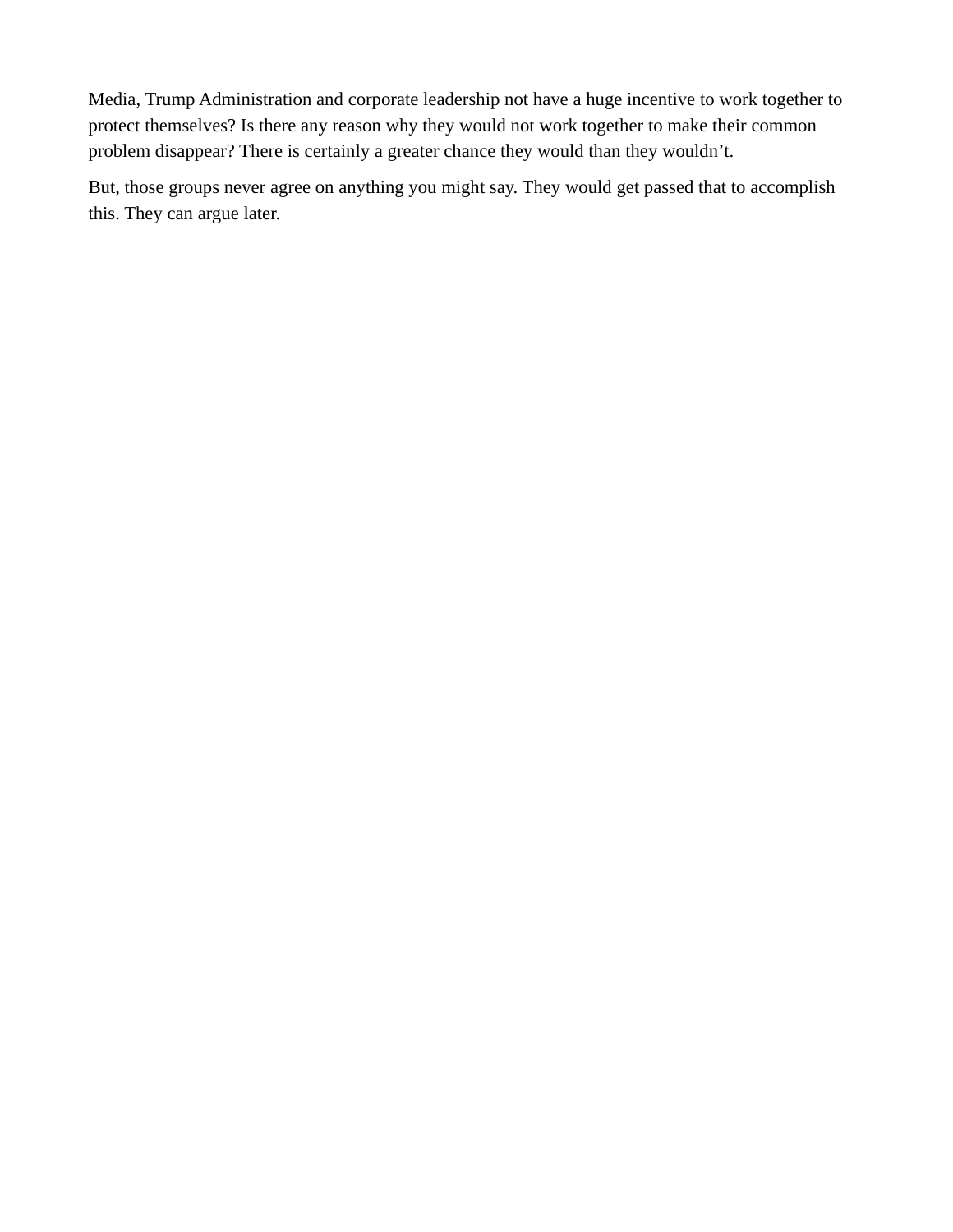Media, Trump Administration and corporate leadership not have a huge incentive to work together to protect themselves? Is there any reason why they would not work together to make their common problem disappear? There is certainly a greater chance they would than they wouldn't.

But, those groups never agree on anything you might say. They would get passed that to accomplish this. They can argue later.